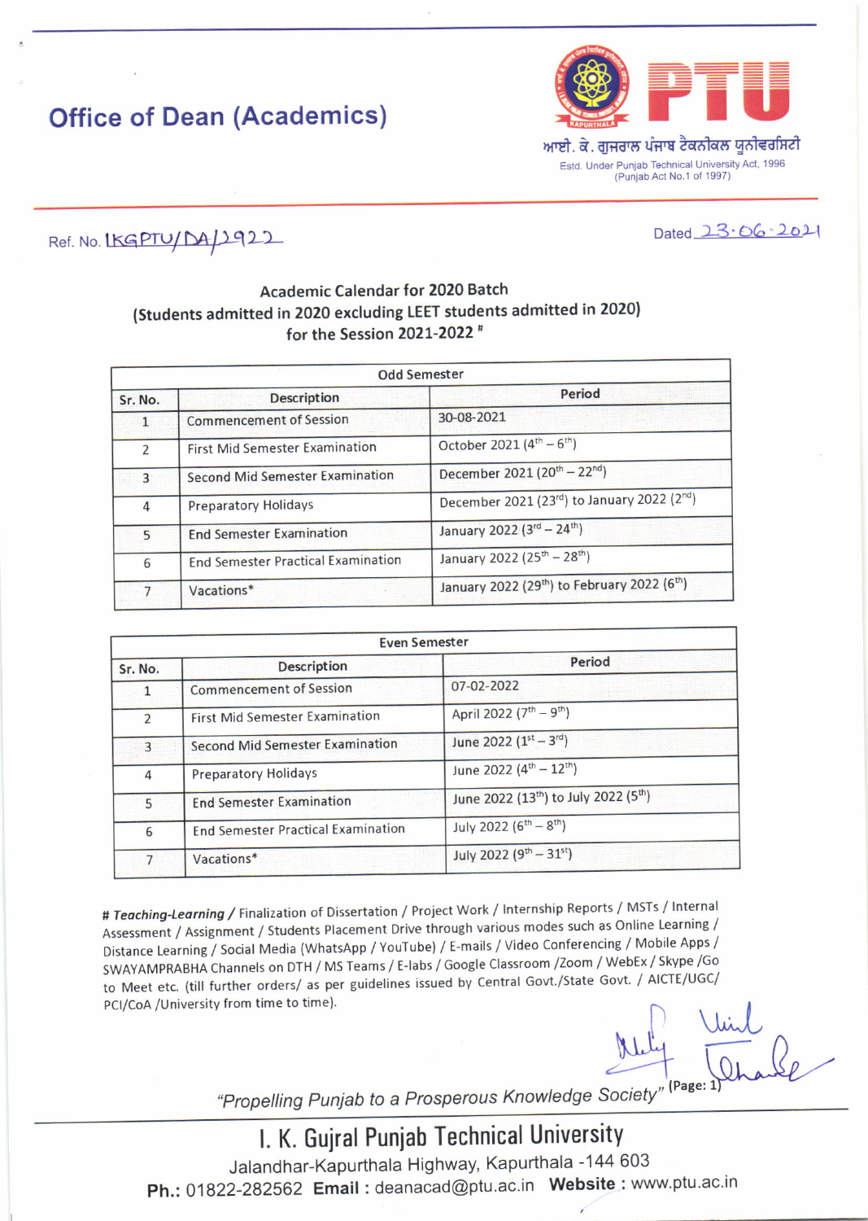# Office of Dean (Academics)

PTU

आई. के. गुजराल पंजाब टेक्नीकल युनीवर्सिटी

Estd. Under Punjab Technical University Act, 1996
(Punjab Act No.1 of 1997)

Ref. No. IKGPTU/DA/2922

Dated 23.06.2021

## Academic Calendar for 2020 Batch
## (Students admitted in 2020 excluding LEET students admitted in 2020)
## for the Session 2021-2022 #

| Odd Semester | | |
|---|---|---|
| Sr. No. | Description | Period |
| 1 | Commencement of Session | 30-08-2021 |
| 2 | First Mid Semester Examination | October 2021 ($4^{th}$ – $6^{th}$) |
| 3 | Second Mid Semester Examination | December 2021 ($20^{th}$ – $22^{nd}$) |
| 4 | Preparatory Holidays | December 2021 ($23^{rd}$) to January 2022 ($2^{nd}$) |
| 5 | End Semester Examination | January 2022 ($3^{rd}$ – $24^{th}$) |
| 6 | End Semester Practical Examination | January 2022 ($25^{th}$ – $28^{th}$) |
| 7 | Vacations* | January 2022 ($29^{th}$) to February 2022 ($6^{th}$) |

| Even Semester | | |
|---|---|---|
| Sr. No. | Description | Period |
| 1 | Commencement of Session | 07-02-2022 |
| 2 | First Mid Semester Examination | April 2022 ($7^{th}$ – $9^{th}$) |
| 3 | Second Mid Semester Examination | June 2022 ($1^{st}$ – $3^{rd}$) |
| 4 | Preparatory Holidays | June 2022 ($4^{th}$ – $12^{th}$) |
| 5 | End Semester Examination | June 2022 ($13^{th}$) to July 2022 ($5^{th}$) |
| 6 | End Semester Practical Examination | July 2022 ($6^{th}$ – $8^{th}$) |
| 7 | Vacations* | July 2022 ($9^{th}$ – $31^{st}$) |

# ***Teaching-Learning /*** Finalization of Dissertation / Project Work / Internship Reports / MSTs / Internal Assessment / Assignment / Students Placement Drive through various modes such as Online Learning / Distance Learning / Social Media (WhatsApp / YouTube) / E-mails / Video Conferencing / Mobile Apps / SWAYAMPRABHA Channels on DTH / MS Teams / E-labs / Google Classroom /Zoom / WebEx / Skype /Go to Meet etc. (till further orders/ as per guidelines issued by Central Govt./State Govt. / AICTE/UGC/ PCI/CoA /University from time to time).

*"Propelling Punjab to a Prosperous Knowledge Society"*

**I. K. Gujral Punjab Technical University**

Jalandhar-Kapurthala Highway, Kapurthala -144 603

**Ph.:** 01822-282562 **Email :** deanacad@ptu.ac.in **Website :** www.ptu.ac.in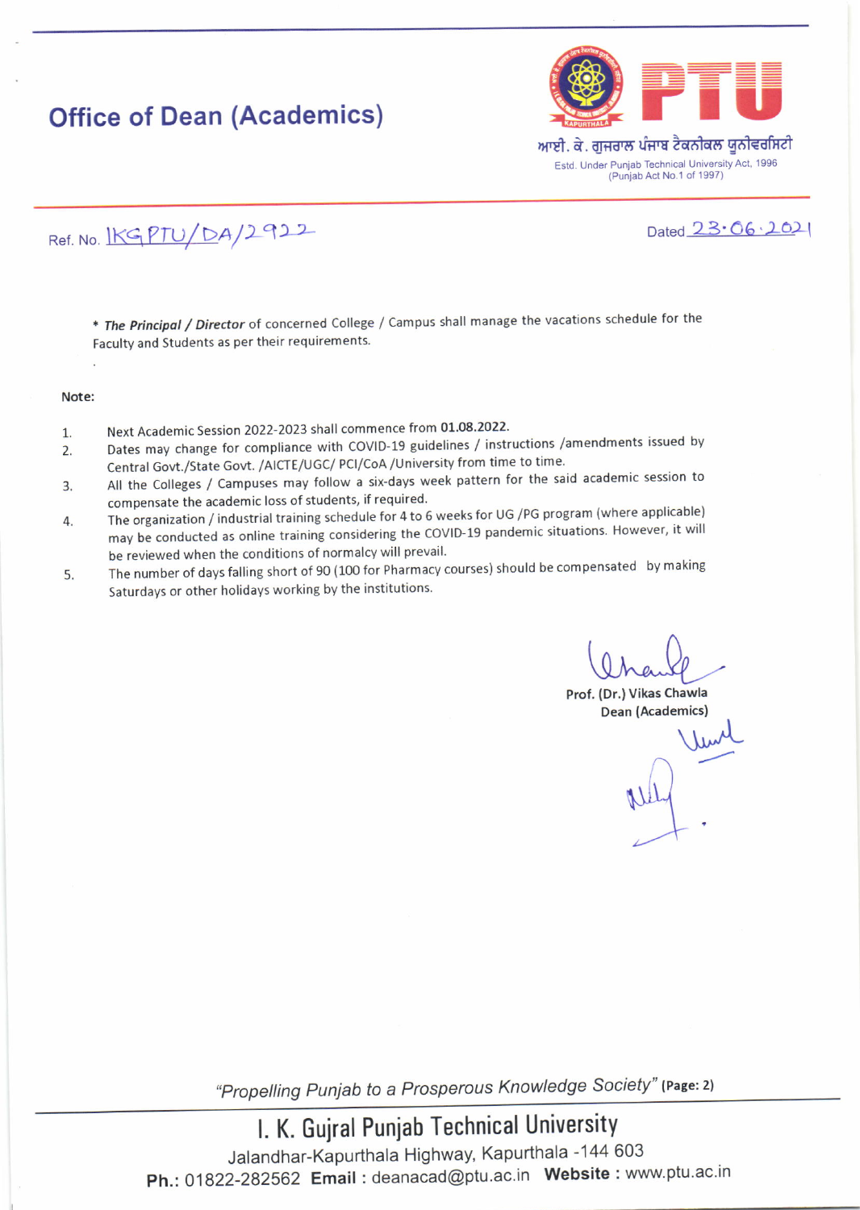# Office of Department (Academics)

# Office of Dean (Academics)

ਆਈ. ਕੇ. ਗੁਜਰਾਲ ਪੰਜਾਬ ਟੈਕਨੀਕਲ ਯੂਨੀਵਰਸਿਟੀ

Estd. Under Punjab Technical University Act, 1996 (Punjab Act No.1 of 1997)

Ref. No. IKGPTU/DA/2922

Dated 23.06.2021

* ***The Principal / Director*** of concerned College / Campus shall manage the vacations schedule for the Faculty and Students as per their requirements.

**Note:**

1. Next Academic Session 2022-2023 shall commence from **01.08.2022**.
2. Dates may change for compliance with COVID-19 guidelines / instructions /amendments issued by Central Govt./State Govt. /AICTE/UGC/ PCI/CoA /University from time to time.
3. All the Colleges / Campuses may follow a six-days week pattern for the said academic session to compensate the academic loss of students, if required.
4. The organization / industrial training schedule for 4 to 6 weeks for UG /PG program (where applicable) may be conducted as online training considering the COVID-19 pandemic situations. However, it will be reviewed when the conditions of normalcy will prevail.
5. The number of days falling short of 90 (100 for Pharmacy courses) should be compensated by making Saturdays or other holidays working by the institutions.

Prof. (Dr.) Vikas Chawla
Dean (Academics)

*"Propelling Punjab to a Prosperous Knowledge Society"*

**I. K. Gujral Punjab Technical University**

Jalandhar-Kapurthala Highway, Kapurthala -144 603

**Ph.:** 01822-282562 **Email :** deanacad@ptu.ac.in **Website :** www.ptu.ac.in